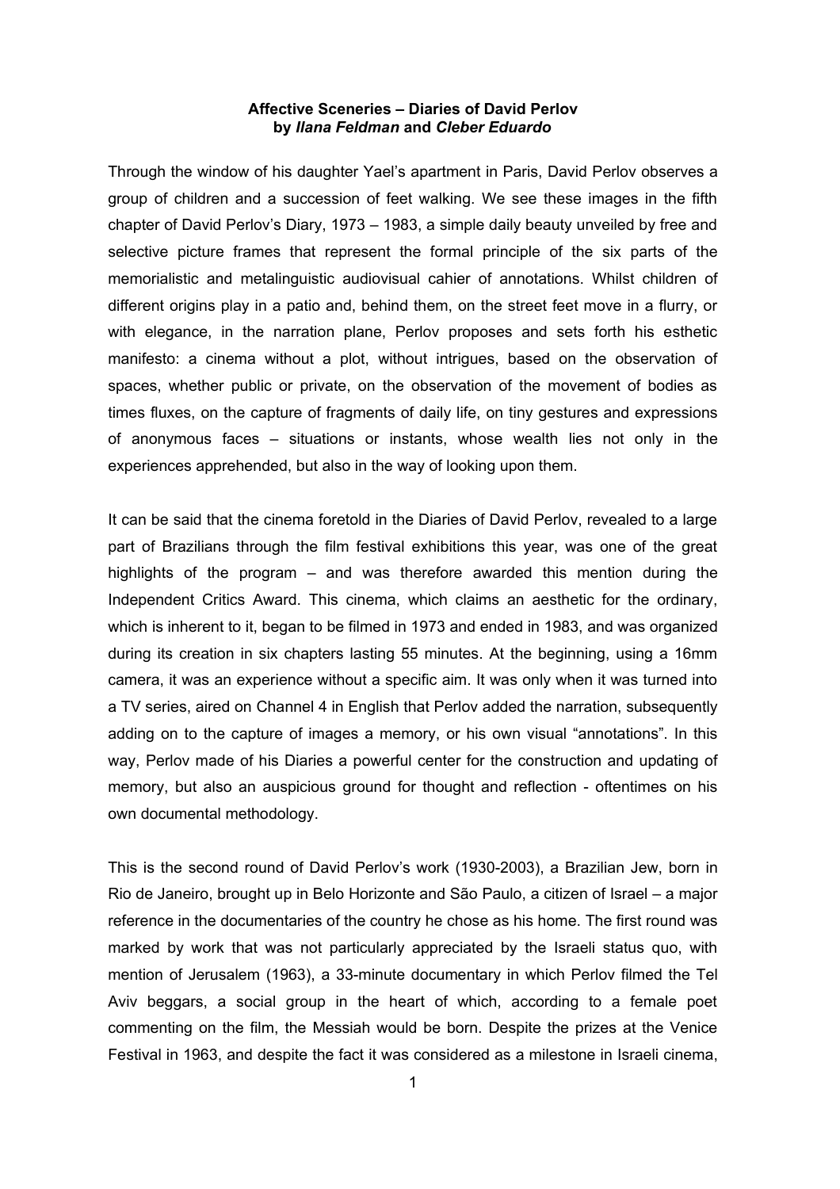**Affective Sceneries – Diaries of David Perlov**
**by *Ilana Feldman* and *Cleber Eduardo***

Through the window of his daughter Yael's apartment in Paris, David Perlov observes a group of children and a succession of feet walking. We see these images in the fifth chapter of David Perlov's Diary, 1973 – 1983, a simple daily beauty unveiled by free and selective picture frames that represent the formal principle of the six parts of the memorialistic and metalinguistic audiovisual cahier of annotations. Whilst children of different origins play in a patio and, behind them, on the street feet move in a flurry, or with elegance, in the narration plane, Perlov proposes and sets forth his esthetic manifesto: a cinema without a plot, without intrigues, based on the observation of spaces, whether public or private, on the observation of the movement of bodies as times fluxes, on the capture of fragments of daily life, on tiny gestures and expressions of anonymous faces – situations or instants, whose wealth lies not only in the experiences apprehended, but also in the way of looking upon them.

It can be said that the cinema foretold in the Diaries of David Perlov, revealed to a large part of Brazilians through the film festival exhibitions this year, was one of the great highlights of the program – and was therefore awarded this mention during the Independent Critics Award. This cinema, which claims an aesthetic for the ordinary, which is inherent to it, began to be filmed in 1973 and ended in 1983, and was organized during its creation in six chapters lasting 55 minutes. At the beginning, using a 16mm camera, it was an experience without a specific aim. It was only when it was turned into a TV series, aired on Channel 4 in English that Perlov added the narration, subsequently adding on to the capture of images a memory, or his own visual "annotations". In this way, Perlov made of his Diaries a powerful center for the construction and updating of memory, but also an auspicious ground for thought and reflection - oftentimes on his own documental methodology.

This is the second round of David Perlov's work (1930-2003), a Brazilian Jew, born in Rio de Janeiro, brought up in Belo Horizonte and São Paulo, a citizen of Israel – a major reference in the documentaries of the country he chose as his home. The first round was marked by work that was not particularly appreciated by the Israeli status quo, with mention of Jerusalem (1963), a 33-minute documentary in which Perlov filmed the Tel Aviv beggars, a social group in the heart of which, according to a female poet commenting on the film, the Messiah would be born. Despite the prizes at the Venice Festival in 1963, and despite the fact it was considered as a milestone in Israeli cinema,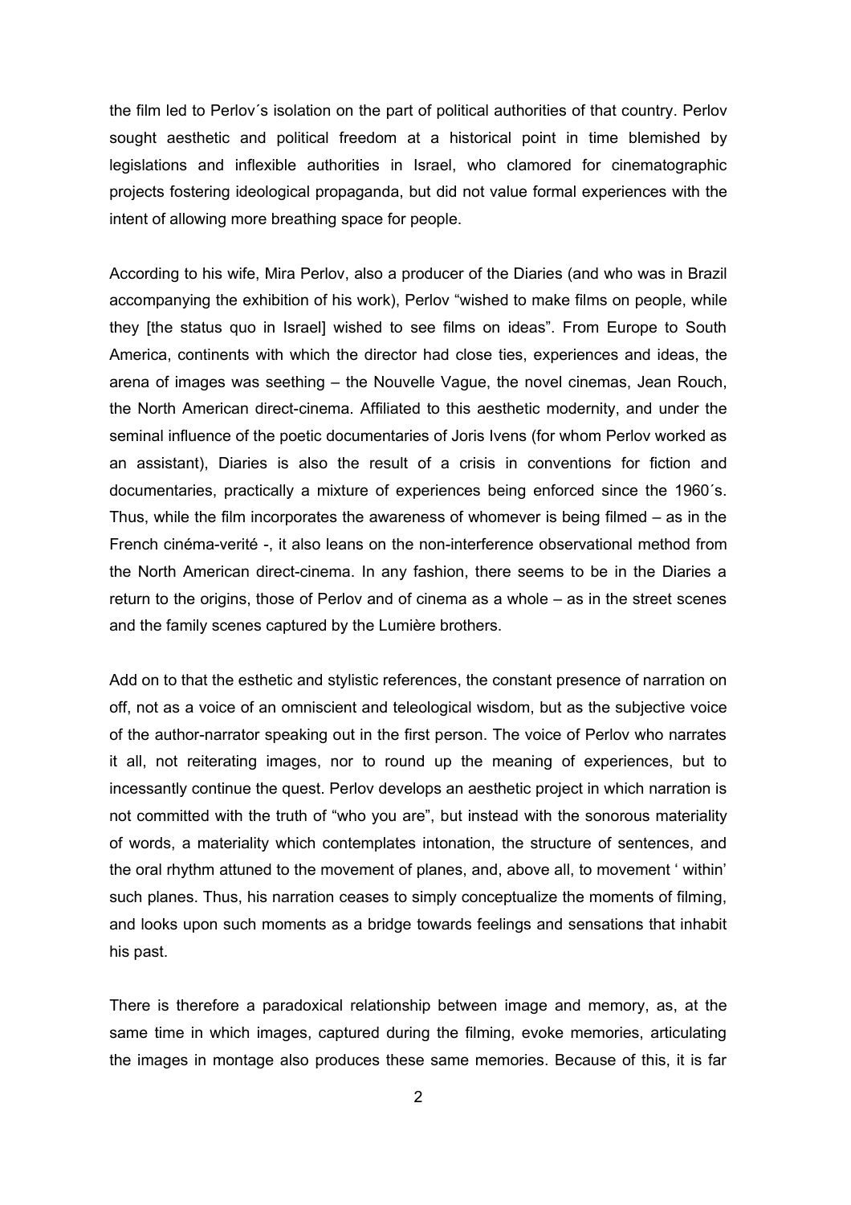the film led to Perlov´s isolation on the part of political authorities of that country. Perlov sought aesthetic and political freedom at a historical point in time blemished by legislations and inflexible authorities in Israel, who clamored for cinematographic projects fostering ideological propaganda, but did not value formal experiences with the intent of allowing more breathing space for people.

According to his wife, Mira Perlov, also a producer of the Diaries (and who was in Brazil accompanying the exhibition of his work), Perlov "wished to make films on people, while they [the status quo in Israel] wished to see films on ideas". From Europe to South America, continents with which the director had close ties, experiences and ideas, the arena of images was seething – the Nouvelle Vague, the novel cinemas, Jean Rouch, the North American direct-cinema. Affiliated to this aesthetic modernity, and under the seminal influence of the poetic documentaries of Joris Ivens (for whom Perlov worked as an assistant), Diaries is also the result of a crisis in conventions for fiction and documentaries, practically a mixture of experiences being enforced since the 1960´s. Thus, while the film incorporates the awareness of whomever is being filmed – as in the French cinéma-verité -, it also leans on the non-interference observational method from the North American direct-cinema. In any fashion, there seems to be in the Diaries a return to the origins, those of Perlov and of cinema as a whole – as in the street scenes and the family scenes captured by the Lumière brothers.

Add on to that the esthetic and stylistic references, the constant presence of narration on off, not as a voice of an omniscient and teleological wisdom, but as the subjective voice of the author-narrator speaking out in the first person. The voice of Perlov who narrates it all, not reiterating images, nor to round up the meaning of experiences, but to incessantly continue the quest. Perlov develops an aesthetic project in which narration is not committed with the truth of "who you are", but instead with the sonorous materiality of words, a materiality which contemplates intonation, the structure of sentences, and the oral rhythm attuned to the movement of planes, and, above all, to movement ' within' such planes. Thus, his narration ceases to simply conceptualize the moments of filming, and looks upon such moments as a bridge towards feelings and sensations that inhabit his past.

There is therefore a paradoxical relationship between image and memory, as, at the same time in which images, captured during the filming, evoke memories, articulating the images in montage also produces these same memories. Because of this, it is far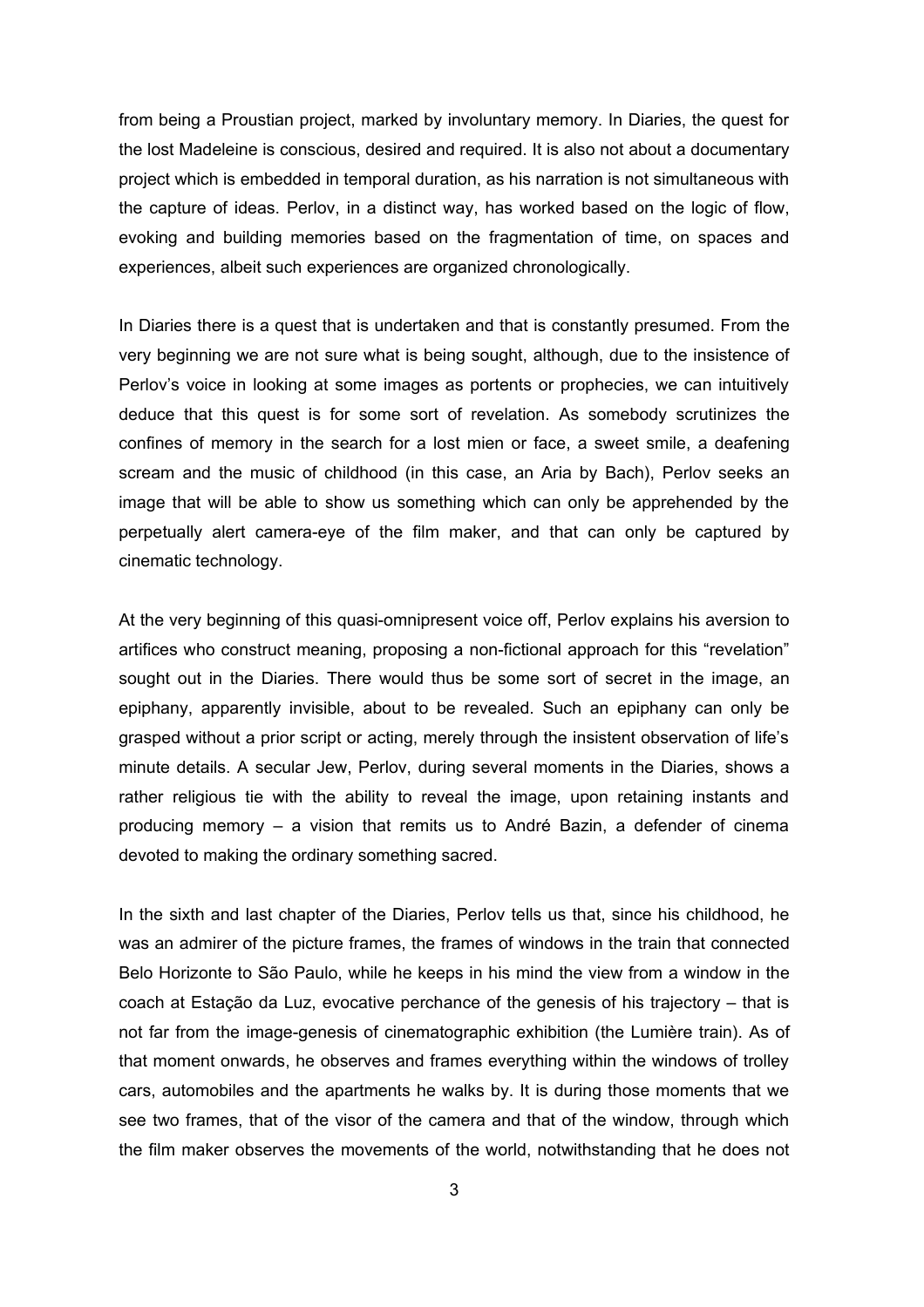from being a Proustian project, marked by involuntary memory. In Diaries, the quest for the lost Madeleine is conscious, desired and required. It is also not about a documentary project which is embedded in temporal duration, as his narration is not simultaneous with the capture of ideas. Perlov, in a distinct way, has worked based on the logic of flow, evoking and building memories based on the fragmentation of time, on spaces and experiences, albeit such experiences are organized chronologically.

In Diaries there is a quest that is undertaken and that is constantly presumed. From the very beginning we are not sure what is being sought, although, due to the insistence of Perlov's voice in looking at some images as portents or prophecies, we can intuitively deduce that this quest is for some sort of revelation. As somebody scrutinizes the confines of memory in the search for a lost mien or face, a sweet smile, a deafening scream and the music of childhood (in this case, an Aria by Bach), Perlov seeks an image that will be able to show us something which can only be apprehended by the perpetually alert camera-eye of the film maker, and that can only be captured by cinematic technology.

At the very beginning of this quasi-omnipresent voice off, Perlov explains his aversion to artifices who construct meaning, proposing a non-fictional approach for this "revelation" sought out in the Diaries. There would thus be some sort of secret in the image, an epiphany, apparently invisible, about to be revealed. Such an epiphany can only be grasped without a prior script or acting, merely through the insistent observation of life's minute details. A secular Jew, Perlov, during several moments in the Diaries, shows a rather religious tie with the ability to reveal the image, upon retaining instants and producing memory – a vision that remits us to André Bazin, a defender of cinema devoted to making the ordinary something sacred.

In the sixth and last chapter of the Diaries, Perlov tells us that, since his childhood, he was an admirer of the picture frames, the frames of windows in the train that connected Belo Horizonte to São Paulo, while he keeps in his mind the view from a window in the coach at Estação da Luz, evocative perchance of the genesis of his trajectory – that is not far from the image-genesis of cinematographic exhibition (the Lumière train). As of that moment onwards, he observes and frames everything within the windows of trolley cars, automobiles and the apartments he walks by. It is during those moments that we see two frames, that of the visor of the camera and that of the window, through which the film maker observes the movements of the world, notwithstanding that he does not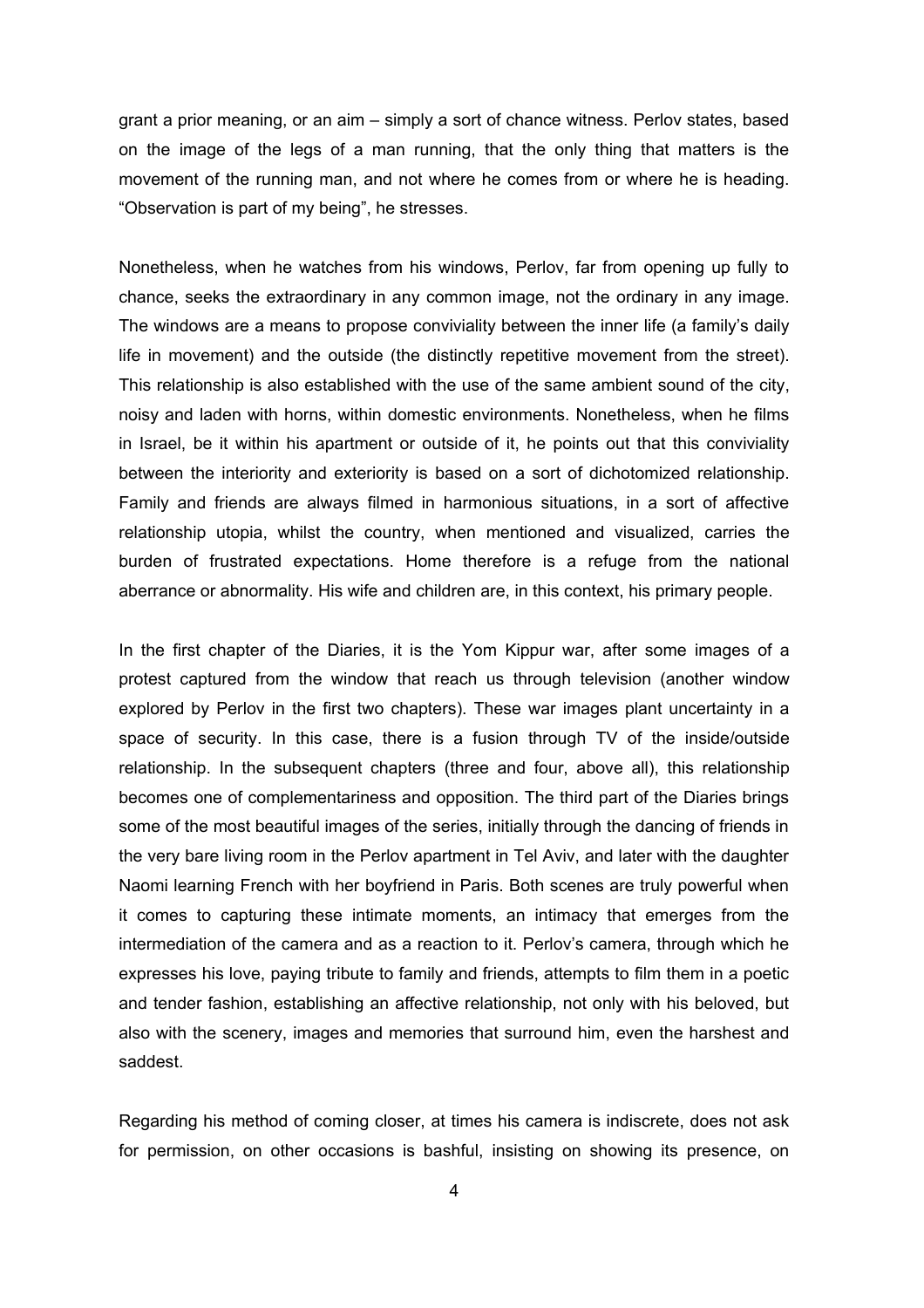grant a prior meaning, or an aim – simply a sort of chance witness. Perlov states, based on the image of the legs of a man running, that the only thing that matters is the movement of the running man, and not where he comes from or where he is heading. "Observation is part of my being", he stresses.

Nonetheless, when he watches from his windows, Perlov, far from opening up fully to chance, seeks the extraordinary in any common image, not the ordinary in any image. The windows are a means to propose conviviality between the inner life (a family's daily life in movement) and the outside (the distinctly repetitive movement from the street). This relationship is also established with the use of the same ambient sound of the city, noisy and laden with horns, within domestic environments. Nonetheless, when he films in Israel, be it within his apartment or outside of it, he points out that this conviviality between the interiority and exteriority is based on a sort of dichotomized relationship. Family and friends are always filmed in harmonious situations, in a sort of affective relationship utopia, whilst the country, when mentioned and visualized, carries the burden of frustrated expectations. Home therefore is a refuge from the national aberrance or abnormality. His wife and children are, in this context, his primary people.

In the first chapter of the Diaries, it is the Yom Kippur war, after some images of a protest captured from the window that reach us through television (another window explored by Perlov in the first two chapters). These war images plant uncertainty in a space of security. In this case, there is a fusion through TV of the inside/outside relationship. In the subsequent chapters (three and four, above all), this relationship becomes one of complementariness and opposition. The third part of the Diaries brings some of the most beautiful images of the series, initially through the dancing of friends in the very bare living room in the Perlov apartment in Tel Aviv, and later with the daughter Naomi learning French with her boyfriend in Paris. Both scenes are truly powerful when it comes to capturing these intimate moments, an intimacy that emerges from the intermediation of the camera and as a reaction to it. Perlov's camera, through which he expresses his love, paying tribute to family and friends, attempts to film them in a poetic and tender fashion, establishing an affective relationship, not only with his beloved, but also with the scenery, images and memories that surround him, even the harshest and saddest.

Regarding his method of coming closer, at times his camera is indiscrete, does not ask for permission, on other occasions is bashful, insisting on showing its presence, on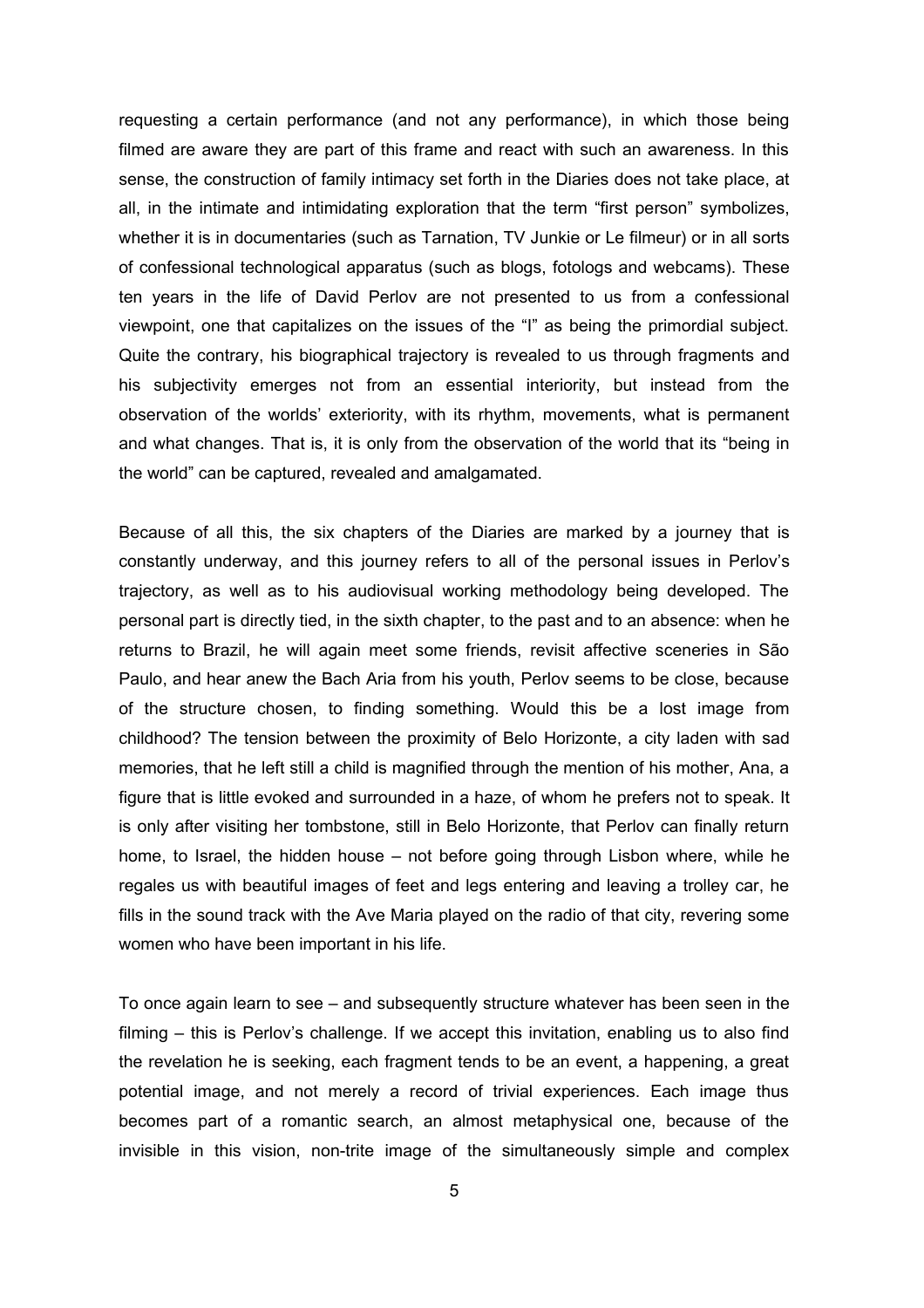requesting a certain performance (and not any performance), in which those being filmed are aware they are part of this frame and react with such an awareness. In this sense, the construction of family intimacy set forth in the Diaries does not take place, at all, in the intimate and intimidating exploration that the term “first person” symbolizes, whether it is in documentaries (such as Tarnation, TV Junkie or Le filmeur) or in all sorts of confessional technological apparatus (such as blogs, fotologs and webcams). These ten years in the life of David Perlov are not presented to us from a confessional viewpoint, one that capitalizes on the issues of the “I” as being the primordial subject. Quite the contrary, his biographical trajectory is revealed to us through fragments and his subjectivity emerges not from an essential interiority, but instead from the observation of the worlds’ exteriority, with its rhythm, movements, what is permanent and what changes. That is, it is only from the observation of the world that its “being in the world” can be captured, revealed and amalgamated.

Because of all this, the six chapters of the Diaries are marked by a journey that is constantly underway, and this journey refers to all of the personal issues in Perlov’s trajectory, as well as to his audiovisual working methodology being developed. The personal part is directly tied, in the sixth chapter, to the past and to an absence: when he returns to Brazil, he will again meet some friends, revisit affective sceneries in São Paulo, and hear anew the Bach Aria from his youth, Perlov seems to be close, because of the structure chosen, to finding something. Would this be a lost image from childhood? The tension between the proximity of Belo Horizonte, a city laden with sad memories, that he left still a child is magnified through the mention of his mother, Ana, a figure that is little evoked and surrounded in a haze, of whom he prefers not to speak. It is only after visiting her tombstone, still in Belo Horizonte, that Perlov can finally return home, to Israel, the hidden house – not before going through Lisbon where, while he regales us with beautiful images of feet and legs entering and leaving a trolley car, he fills in the sound track with the Ave Maria played on the radio of that city, revering some women who have been important in his life.

To once again learn to see – and subsequently structure whatever has been seen in the filming – this is Perlov’s challenge. If we accept this invitation, enabling us to also find the revelation he is seeking, each fragment tends to be an event, a happening, a great potential image, and not merely a record of trivial experiences. Each image thus becomes part of a romantic search, an almost metaphysical one, because of the invisible in this vision, non-trite image of the simultaneously simple and complex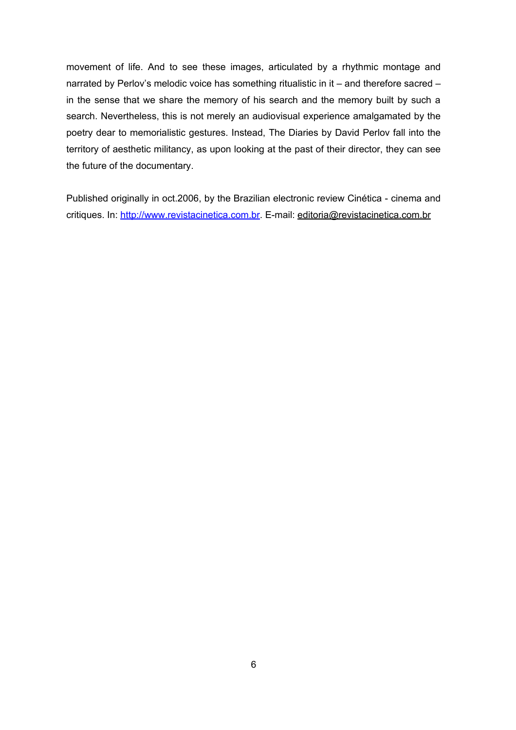movement of life. And to see these images, articulated by a rhythmic montage and narrated by Perlov's melodic voice has something ritualistic in it – and therefore sacred – in the sense that we share the memory of his search and the memory built by such a search. Nevertheless, this is not merely an audiovisual experience amalgamated by the poetry dear to memorialistic gestures. Instead, The Diaries by David Perlov fall into the territory of aesthetic militancy, as upon looking at the past of their director, they can see the future of the documentary.

Published originally in oct.2006, by the Brazilian electronic review Cinética - cinema and critiques. In: [http://www.revistacinetica.com.br](http://www.revistacinetica.com.br). E-mail: editoria@revistacinetica.com.br